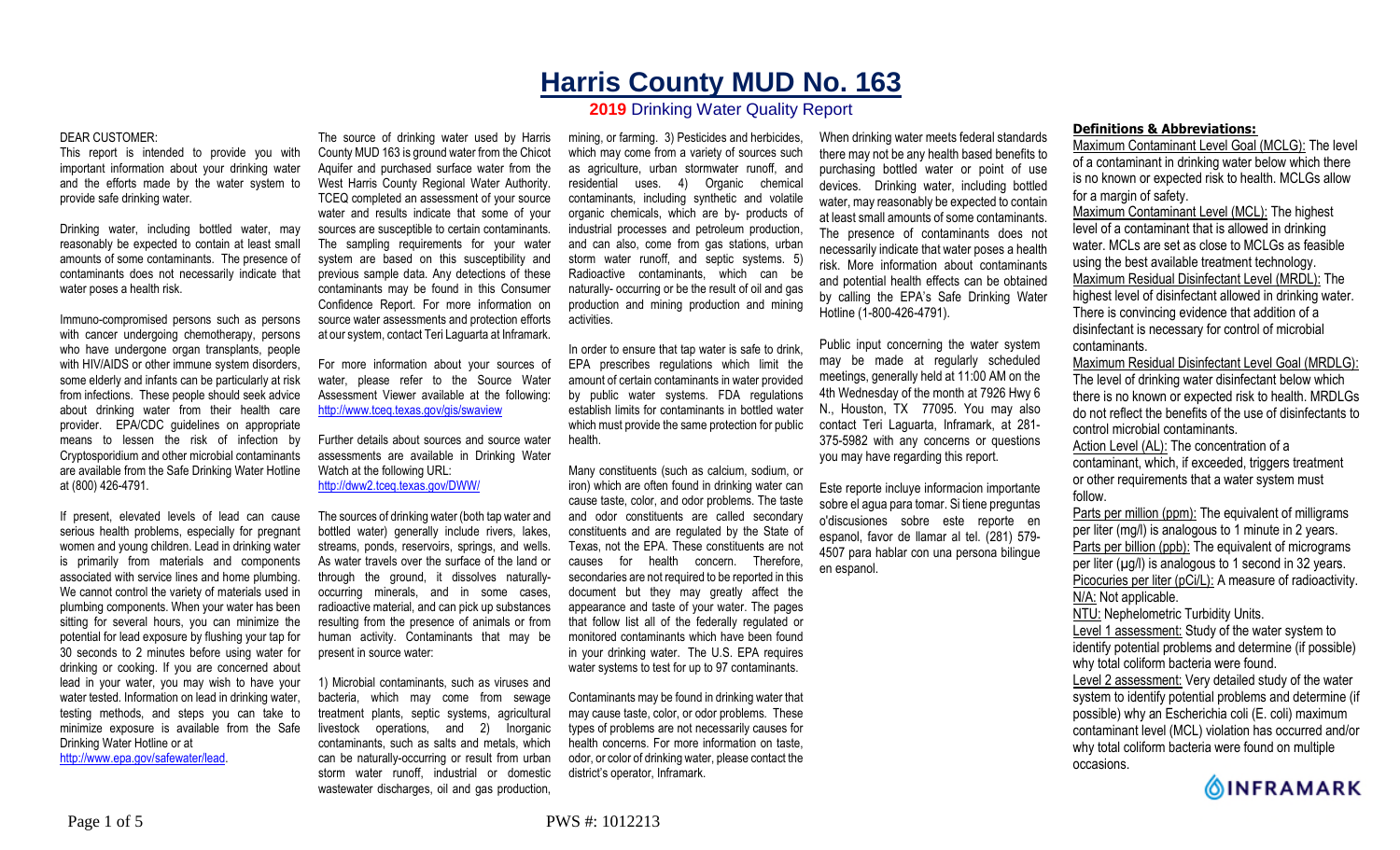# Harris County MUD No. 163

## 2019 Drinking Water Quality Report

DEAR CUSTOMER:

This report is intended to provide you with important information about your drinking water and the efforts made by the water system to provide safe drinking water.

Drinking water, including bottled water, may reasonably be expected to contain at least small amounts of some contaminants. The presence of contaminants does not necessarily indicate that water poses a health risk.

Immuno-compromised persons such as persons with cancer undergoing chemotherapy, persons who have undergone organ transplants, people with HIV/AIDS or other immune system disorders, some elderly and infants can be particularly at risk from infections. These people should seek advice about drinking water from their health care provider. EPA/CDC guidelines on appropriate means to lessen the risk of infection by Cryptosporidium and other microbial contaminants are available from the Safe Drinking Water Hotline at (800) 426-4791.

If present, elevated levels of lead can cause serious health problems, especially for pregnant women and young children. Lead in drinking water is primarily from materials and components associated with service lines and home plumbing. We cannot control the variety of materials used in plumbing components. When your water has been sitting for several hours, you can minimize the potential for lead exposure by flushing your tap for 30 seconds to 2 minutes before using water for drinking or cooking. If you are concerned about lead in your water, you may wish to have your water tested. Information on lead in drinking water, testing methods, and steps you can take to minimize exposure is available from the Safe Drinking Water Hotline or at http://www.epa.gov/safewater/lead.

The source of drinking water used by Harris County MUD 163 is ground water from the Chicot Aquifer and purchased surface water from the West Harris County Regional Water Authority. TCEQ completed an assessment of your source water and results indicate that some of your sources are susceptible to certain contaminants. The sampling requirements for your water system are based on this susceptibility and previous sample data. Any detections of these contaminants may be found in this Consumer Confidence Report. For more information on source water assessments and protection efforts at our system, contact Teri Laguarta at Inframark.

For more information about your sources of water, please refer to the Source Water Assessment Viewer available at the following: http://www.tceq.texas.gov/gis/swaview

Further details about sources and source water assessments are available in Drinking Water Watch at the following URL: http://dww2.tceq.texas.gov/DWW/

The sources of drinking water (both tap water and bottled water) generally include rivers, lakes, streams, ponds, reservoirs, springs, and wells. As water travels over the surface of the land or through the ground, it dissolves naturally-occurring minerals, and in some cases, radioactive material, and can pick up substances resulting from the presence of animals or from human activity. Contaminants that may be present in source water:

1) Microbial contaminants, such as viruses and bacteria, which may come from sewage treatment plants, septic systems, agricultural livestock operations, and 2) Inorganic contaminants, such as salts and metals, which can be naturally-occurring or result from urban storm water runoff, industrial or domestic wastewater discharges, oil and gas production, mining, or farming. 3) Pesticides and herbicides, which may come from a variety of sources such as agriculture, urban stormwater runoff, and residential uses. 4) Organic chemical contaminants, including synthetic and volatile organic chemicals, which are by- products of industrial processes and petroleum production, and can also, come from gas stations, urban storm water runoff, and septic systems. 5) Radioactive contaminants, which can be naturally- occurring or be the result of oil and gas production and mining production and mining activities.

In order to ensure that tap water is safe to drink, EPA prescribes regulations which limit the amount of certain contaminants in water provided by public water systems. FDA regulations establish limits for contaminants in bottled water which must provide the same protection for public health.

Many constituents (such as calcium, sodium, or iron) which are often found in drinking water can cause taste, color, and odor problems. The taste and odor constituents are called secondary constituents and are regulated by the State of Texas, not the EPA. These constituents are not causes for health concern. Therefore, secondaries are not required to be reported in this document but they may greatly affect the appearance and taste of your water. The pages that follow list all of the federally regulated or monitored contaminants which have been found in your drinking water. The U.S. EPA requires water systems to test for up to 97 contaminants.

Contaminants may be found in drinking water that may cause taste, color, or odor problems. These types of problems are not necessarily causes for health concerns. For more information on taste, odor, or color of drinking water, please contact the district's operator, Inframark.

When drinking water meets federal standards there may not be any health based benefits to purchasing bottled water or point of use devices. Drinking water, including bottled water, may reasonably be expected to contain at least small amounts of some contaminants. The presence of contaminants does not necessarily indicate that water poses a health risk. More information about contaminants and potential health effects can be obtained by calling the EPA's Safe Drinking Water Hotline (1-800-426-4791).

Public input concerning the water system may be made at regularly scheduled meetings, generally held at 11:00 AM on the 4th Wednesday of the month at 7926 Hwy 6 N., Houston, TX 77095. You may also contact Teri Laguarta, Inframark, at 281-375-5982 with any concerns or questions you may have regarding this report.

Este reporte incluye informacion importante sobre el agua para tomar. Si tiene preguntas o'discusiones sobre este reporte en espanol, favor de llamar al tel. (281) 579-4507 para hablar con una persona bilingue en espanol.

### Definitions & Abbreviations:

Maximum Contaminant Level Goal (MCLG): The level of a contaminant in drinking water below which there is no known or expected risk to health. MCLGs allow for a margin of safety.

Maximum Contaminant Level (MCL): The highest level of a contaminant that is allowed in drinking water. MCLs are set as close to MCLGs as feasible using the best available treatment technology.

Maximum Residual Disinfectant Level (MRDL): The highest level of disinfectant allowed in drinking water. There is convincing evidence that addition of a disinfectant is necessary for control of microbial contaminants.

Maximum Residual Disinfectant Level Goal (MRDLG): The level of drinking water disinfectant below which there is no known or expected risk to health. MRDLGs do not reflect the benefits of the use of disinfectants to control microbial contaminants.

Action Level (AL): The concentration of a contaminant, which, if exceeded, triggers treatment or other requirements that a water system must follow.

Parts per million (ppm): The equivalent of milligrams per liter (mg/l) is analogous to 1 minute in 2 years.

Parts per billion (ppb): The equivalent of micrograms per liter (µg/l) is analogous to 1 second in 32 years.

Picocuries per liter (pCi/L): A measure of radioactivity.

N/A: Not applicable.

NTU: Nephelometric Turbidity Units.

Level 1 assessment: Study of the water system to identify potential problems and determine (if possible) why total coliform bacteria were found.

Level 2 assessment: Very detailed study of the water system to identify potential problems and determine (if possible) why an Escherichia coli (E. coli) maximum contaminant level (MCL) violation has occurred and/or why total coliform bacteria were found on multiple occasions.

INFRAMARK

PWS #: 1012213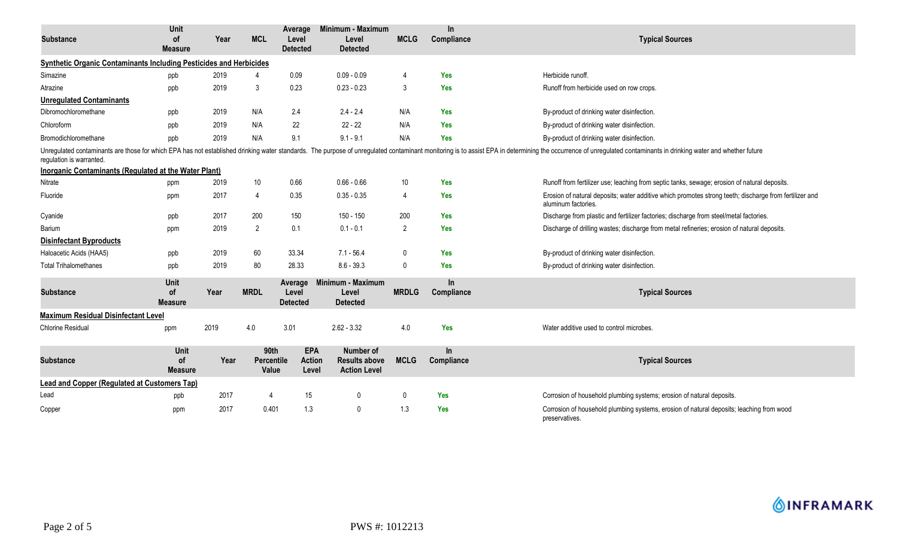| Substance | Unit of Measure | Year | MCL | Average Level Detected | Minimum - Maximum Level Detected | MCLG | In Compliance | Typical Sources |
|---|---|---|---|---|---|---|---|---|
| **Synthetic Organic Contaminants Including Pesticides and Herbicides** | | | | | | | | |
| Simazine | ppb | 2019 | 4 | 0.09 | 0.09 - 0.09 | 4 | Yes | Herbicide runoff. |
| Atrazine | ppb | 2019 | 3 | 0.23 | 0.23 - 0.23 | 3 | Yes | Runoff from herbicide used on row crops. |
| **Unregulated Contaminants** | | | | | | | | |
| Dibromochloromethane | ppb | 2019 | N/A | 2.4 | 2.4 - 2.4 | N/A | Yes | By-product of drinking water disinfection. |
| Chloroform | ppb | 2019 | N/A | 22 | 22 - 22 | N/A | Yes | By-product of drinking water disinfection. |
| Bromodichloromethane | ppb | 2019 | N/A | 9.1 | 9.1 - 9.1 | N/A | Yes | By-product of drinking water disinfection. |

Unregulated contaminants are those for which EPA has not established drinking water standards. The purpose of unregulated contaminant monitoring is to assist EPA in determining the occurrence of unregulated contaminants in drinking water and whether future regulation is warranted.

| Substance | Unit of Measure | Year | MCL | Average Level Detected | Minimum - Maximum Level Detected | MCLG | In Compliance | Typical Sources |
|---|---|---|---|---|---|---|---|---|
| **Inorganic Contaminants (Regulated at the Water Plant)** | | | | | | | | |
| Nitrate | ppm | 2019 | 10 | 0.66 | 0.66 - 0.66 | 10 | Yes | Runoff from fertilizer use; leaching from septic tanks, sewage; erosion of natural deposits. |
| Fluoride | ppm | 2017 | 4 | 0.35 | 0.35 - 0.35 | 4 | Yes | Erosion of natural deposits; water additive which promotes strong teeth; discharge from fertilizer and aluminum factories. |
| Cyanide | ppb | 2017 | 200 | 150 | 150 - 150 | 200 | Yes | Discharge from plastic and fertilizer factories; discharge from steel/metal factories. |
| Barium | ppm | 2019 | 2 | 0.1 | 0.1 - 0.1 | 2 | Yes | Discharge of drilling wastes; discharge from metal refineries; erosion of natural deposits. |
| **Disinfectant Byproducts** | | | | | | | | |
| Haloacetic Acids (HAA5) | ppb | 2019 | 60 | 33.34 | 7.1 - 56.4 | 0 | Yes | By-product of drinking water disinfection. |
| Total Trihalomethanes | ppb | 2019 | 80 | 28.33 | 8.6 - 39.3 | 0 | Yes | By-product of drinking water disinfection. |

| Substance | Unit of Measure | Year | MRDL | Average Level Detected | Minimum - Maximum Level Detected | MRDLG | In Compliance | Typical Sources |
|---|---|---|---|---|---|---|---|---|
| **Maximum Residual Disinfectant Level** | | | | | | | | |
| Chlorine Residual | ppm | 2019 | 4.0 | 3.01 | 2.62 - 3.32 | 4.0 | Yes | Water additive used to control microbes. |

| Substance | Unit of Measure | Year | 90th Percentile Value | EPA Action Level | Number of Results above Action Level | MCLG | In Compliance | Typical Sources |
|---|---|---|---|---|---|---|---|---|
| **Lead and Copper (Regulated at Customers Tap)** | | | | | | | | |
| Lead | ppb | 2017 | 4 | 15 | 0 | 0 | Yes | Corrosion of household plumbing systems; erosion of natural deposits. |
| Copper | ppm | 2017 | 0.401 | 1.3 | 0 | 1.3 | Yes | Corrosion of household plumbing systems, erosion of natural deposits; leaching from wood preservatives. |

PWS #: 1012213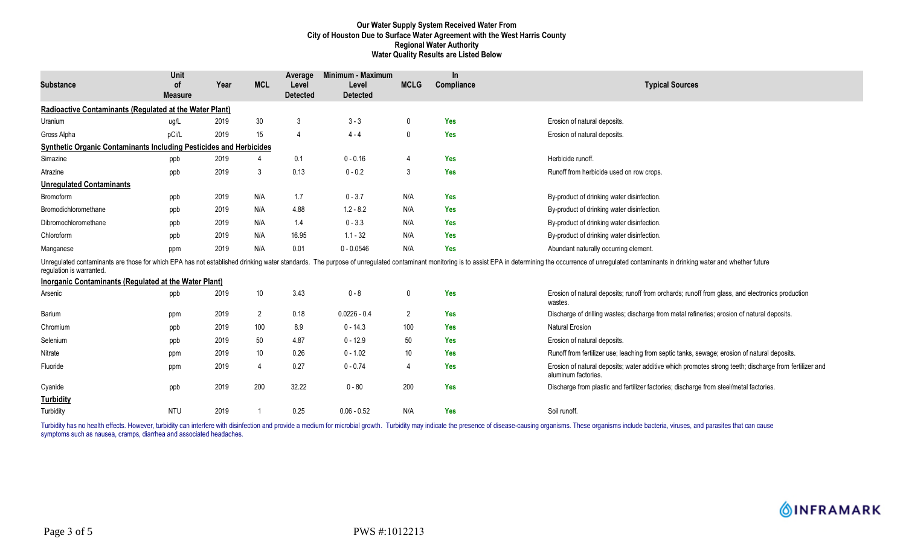# Our Water Supply System Received Water From City of Houston Due to Surface Water Agreement with the West Harris County Regional Water Authority Water Quality Results are Listed Below

| Substance | Unit of Measure | Year | MCL | Average Level Detected | Minimum - Maximum Level Detected | MCLG | In Compliance | Typical Sources |
|---|---|---|---|---|---|---|---|---|
| **Radioactive Contaminants (Regulated at the Water Plant)** | | | | | | | | |
| Uranium | ug/L | 2019 | 30 | 3 | 3 - 3 | 0 | Yes | Erosion of natural deposits. |
| Gross Alpha | pCi/L | 2019 | 15 | 4 | 4 - 4 | 0 | Yes | Erosion of natural deposits. |
| **Synthetic Organic Contaminants Including Pesticides and Herbicides** | | | | | | | | |
| Simazine | ppb | 2019 | 4 | 0.1 | 0 - 0.16 | 4 | Yes | Herbicide runoff. |
| Atrazine | ppb | 2019 | 3 | 0.13 | 0 - 0.2 | 3 | Yes | Runoff from herbicide used on row crops. |
| **Unregulated Contaminants** | | | | | | | | |
| Bromoform | ppb | 2019 | N/A | 1.7 | 0 - 3.7 | N/A | Yes | By-product of drinking water disinfection. |
| Bromodichloromethane | ppb | 2019 | N/A | 4.88 | 1.2 - 8.2 | N/A | Yes | By-product of drinking water disinfection. |
| Dibromochloromethane | ppb | 2019 | N/A | 1.4 | 0 - 3.3 | N/A | Yes | By-product of drinking water disinfection. |
| Chloroform | ppb | 2019 | N/A | 16.95 | 1.1 - 32 | N/A | Yes | By-product of drinking water disinfection. |
| Manganese | ppm | 2019 | N/A | 0.01 | 0 - 0.0546 | N/A | Yes | Abundant naturally occurring element. |

Unregulated contaminants are those for which EPA has not established drinking water standards. The purpose of unregulated contaminant monitoring is to assist EPA in determining the occurrence of unregulated contaminants in drinking water and whether future regulation is warranted.

| Substance | Unit of Measure | Year | MCL | Average Level Detected | Minimum - Maximum Level Detected | MCLG | In Compliance | Typical Sources |
|---|---|---|---|---|---|---|---|---|
| **Inorganic Contaminants (Regulated at the Water Plant)** | | | | | | | | |
| Arsenic | ppb | 2019 | 10 | 3.43 | 0 - 8 | 0 | Yes | Erosion of natural deposits; runoff from orchards; runoff from glass, and electronics production wastes. |
| Barium | ppm | 2019 | 2 | 0.18 | 0.0226 - 0.4 | 2 | Yes | Discharge of drilling wastes; discharge from metal refineries; erosion of natural deposits. |
| Chromium | ppb | 2019 | 100 | 8.9 | 0 - 14.3 | 100 | Yes | Natural Erosion |
| Selenium | ppb | 2019 | 50 | 4.87 | 0 - 12.9 | 50 | Yes | Erosion of natural deposits. |
| Nitrate | ppm | 2019 | 10 | 0.26 | 0 - 1.02 | 10 | Yes | Runoff from fertilizer use; leaching from septic tanks, sewage; erosion of natural deposits. |
| Fluoride | ppm | 2019 | 4 | 0.27 | 0 - 0.74 | 4 | Yes | Erosion of natural deposits; water additive which promotes strong teeth; discharge from fertilizer and aluminum factories. |
| Cyanide | ppb | 2019 | 200 | 32.22 | 0 - 80 | 200 | Yes | Discharge from plastic and fertilizer factories; discharge from steel/metal factories. |
| **Turbidity** | | | | | | | | |
| Turbidity | NTU | 2019 | 1 | 0.25 | 0.06 - 0.52 | N/A | Yes | Soil runoff. |

Turbidity has no health effects. However, turbidity can interfere with disinfection and provide a medium for microbial growth. Turbidity may indicate the presence of disease-causing organisms. These organisms include bacteria, viruses, and parasites that can cause symptoms such as nausea, cramps, diarrhea and associated headaches.

PWS #:1012213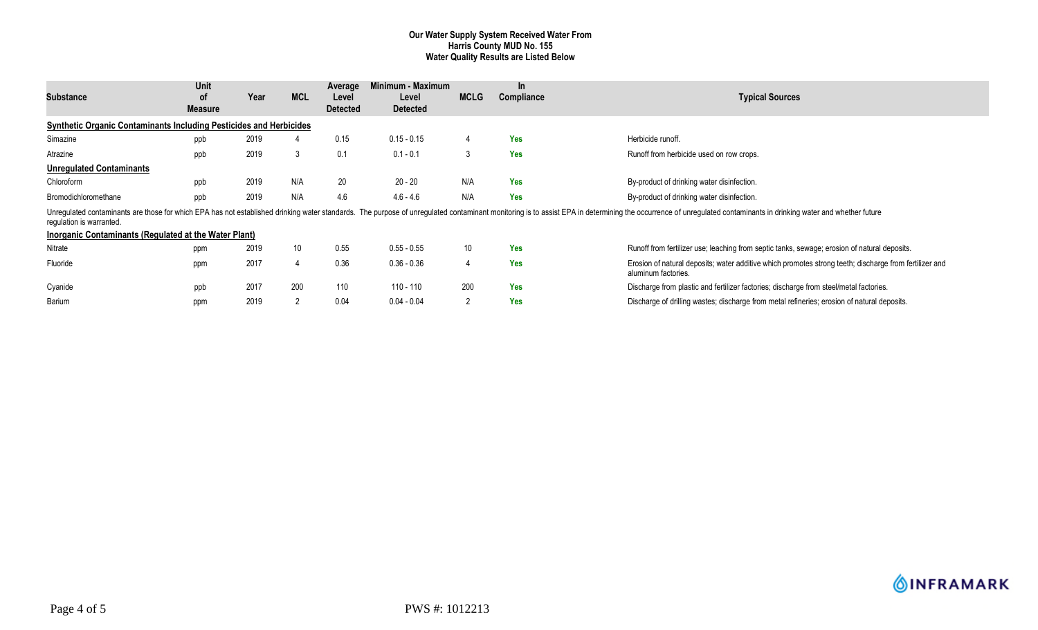**Our Water Supply System Received Water From**
**Harris County MUD No. 155**
**Water Quality Results are Listed Below**

| Substance | Unit of Measure | Year | MCL | Average Level Detected | Minimum - Maximum Level Detected | MCLG | In Compliance | Typical Sources |
|---|---|---|---|---|---|---|---|---|
| **Synthetic Organic Contaminants Including Pesticides and Herbicides** | | | | | | | | |
| Simazine | ppb | 2019 | 4 | 0.15 | 0.15 - 0.15 | 4 | Yes | Herbicide runoff. |
| Atrazine | ppb | 2019 | 3 | 0.1 | 0.1 - 0.1 | 3 | Yes | Runoff from herbicide used on row crops. |
| **Unregulated Contaminants** | | | | | | | | |
| Chloroform | ppb | 2019 | N/A | 20 | 20 - 20 | N/A | Yes | By-product of drinking water disinfection. |
| Bromodichloromethane | ppb | 2019 | N/A | 4.6 | 4.6 - 4.6 | N/A | Yes | By-product of drinking water disinfection. |

Unregulated contaminants are those for which EPA has not established drinking water standards. The purpose of unregulated contaminant monitoring is to assist EPA in determining the occurrence of unregulated contaminants in drinking water and whether future regulation is warranted.

| Substance | Unit of Measure | Year | MCL | Average Level Detected | Minimum - Maximum Level Detected | MCLG | In Compliance | Typical Sources |
|---|---|---|---|---|---|---|---|---|
| **Inorganic Contaminants (Regulated at the Water Plant)** | | | | | | | | |
| Nitrate | ppm | 2019 | 10 | 0.55 | 0.55 - 0.55 | 10 | Yes | Runoff from fertilizer use; leaching from septic tanks, sewage; erosion of natural deposits. |
| Fluoride | ppm | 2017 | 4 | 0.36 | 0.36 - 0.36 | 4 | Yes | Erosion of natural deposits; water additive which promotes strong teeth; discharge from fertilizer and aluminum factories. |
| Cyanide | ppb | 2017 | 200 | 110 | 110 - 110 | 200 | Yes | Discharge from plastic and fertilizer factories; discharge from steel/metal factories. |
| Barium | ppm | 2019 | 2 | 0.04 | 0.04 - 0.04 | 2 | Yes | Discharge of drilling wastes; discharge from metal refineries; erosion of natural deposits. |

PWS #: 1012213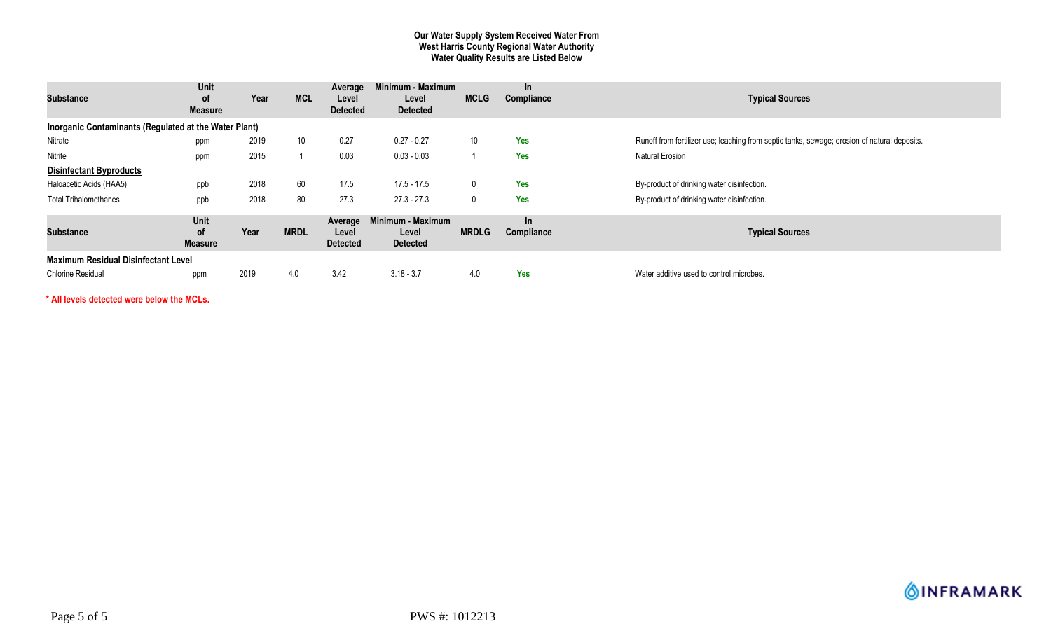**Our Water Supply System Received Water From**
**West Harris County Regional Water Authority**
**Water Quality Results are Listed Below**

| Substance | Unit of Measure | Year | MCL | Average Level Detected | Minimum - Maximum Level Detected | MCLG | In Compliance | Typical Sources |
|---|---|---|---|---|---|---|---|---|
| **Inorganic Contaminants (Regulated at the Water Plant)** | | | | | | | | |
| Nitrate | ppm | 2019 | 10 | 0.27 | 0.27 - 0.27 | 10 | Yes | Runoff from fertilizer use; leaching from septic tanks, sewage; erosion of natural deposits. |
| Nitrite | ppm | 2015 | 1 | 0.03 | 0.03 - 0.03 | 1 | Yes | Natural Erosion |
| **Disinfectant Byproducts** | | | | | | | | |
| Haloacetic Acids (HAA5) | ppb | 2018 | 60 | 17.5 | 17.5 - 17.5 | 0 | Yes | By-product of drinking water disinfection. |
| Total Trihalomethanes | ppb | 2018 | 80 | 27.3 | 27.3 - 27.3 | 0 | Yes | By-product of drinking water disinfection. |

| Substance | Unit of Measure | Year | MRDL | Average Level Detected | Minimum - Maximum Level Detected | MRDLG | In Compliance | Typical Sources |
|---|---|---|---|---|---|---|---|---|
| **Maximum Residual Disinfectant Level** | | | | | | | | |
| Chlorine Residual | ppm | 2019 | 4.0 | 3.42 | 3.18 - 3.7 | 4.0 | Yes | Water additive used to control microbes. |

**\* All levels detected were below the MCLs.**

INFRAMARK

PWS #: 1012213